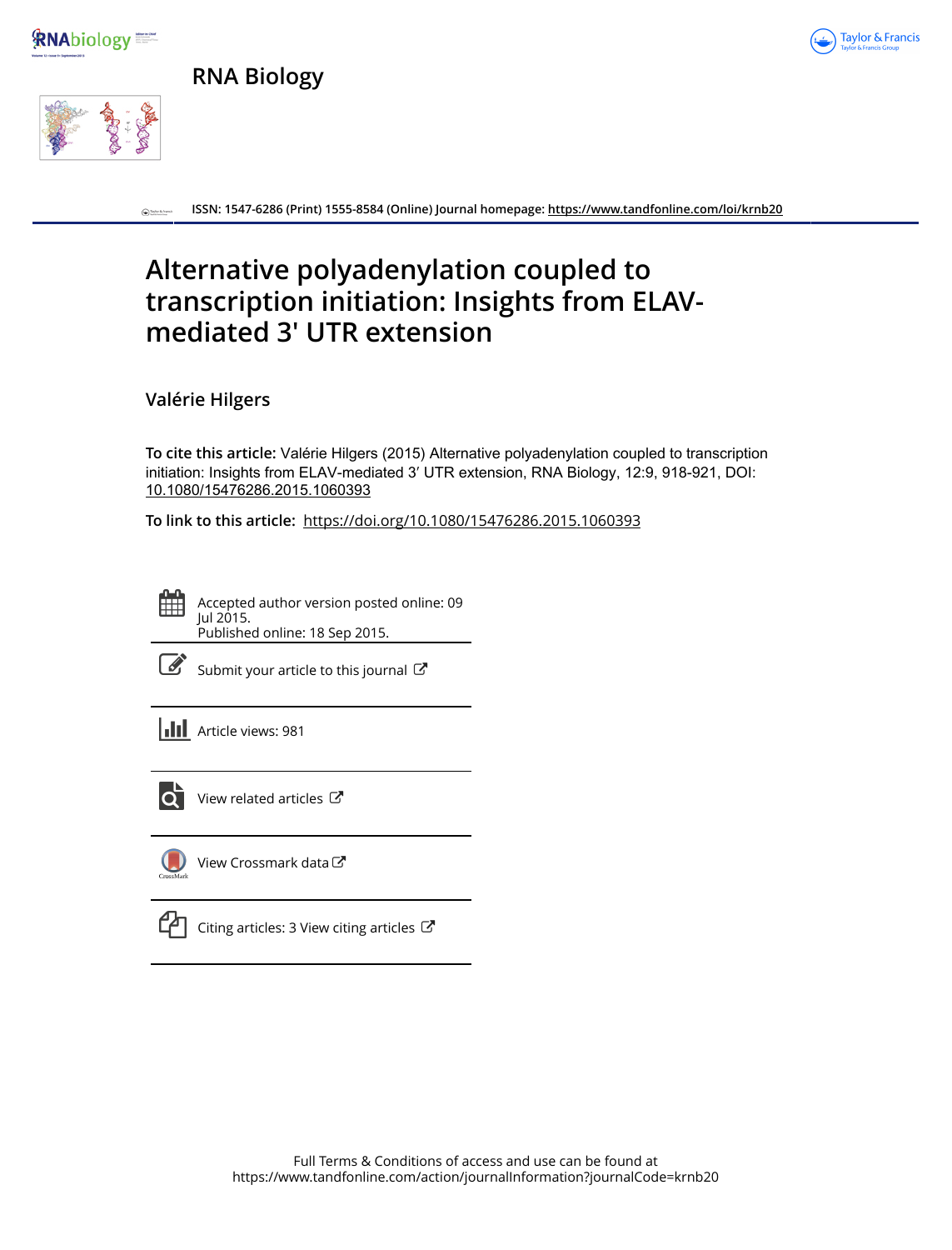RNA Biology

ISSN: 1547-6286 (Print) 1555-8584 (Online) Journal homepage: https://www.tandfonline.com/loi/krnb20

# Alternative polyadenylation coupled to transcription initiation: Insights from ELAV-mediated 3' UTR extension

Valérie Hilgers

**To cite this article:** Valérie Hilgers (2015) Alternative polyadenylation coupled to transcription initiation: Insights from ELAV-mediated 3′ UTR extension, RNA Biology, 12:9, 918-921, DOI: 10.1080/15476286.2015.1060393

**To link to this article:** https://doi.org/10.1080/15476286.2015.1060393

Accepted author version posted online: 09 Jul 2015.
Published online: 18 Sep 2015.

Submit your article to this journal

Article views: 981

View related articles

View Crossmark data

Citing articles: 3 View citing articles

Full Terms & Conditions of access and use can be found at
https://www.tandfonline.com/action/journalInformation?journalCode=krnb20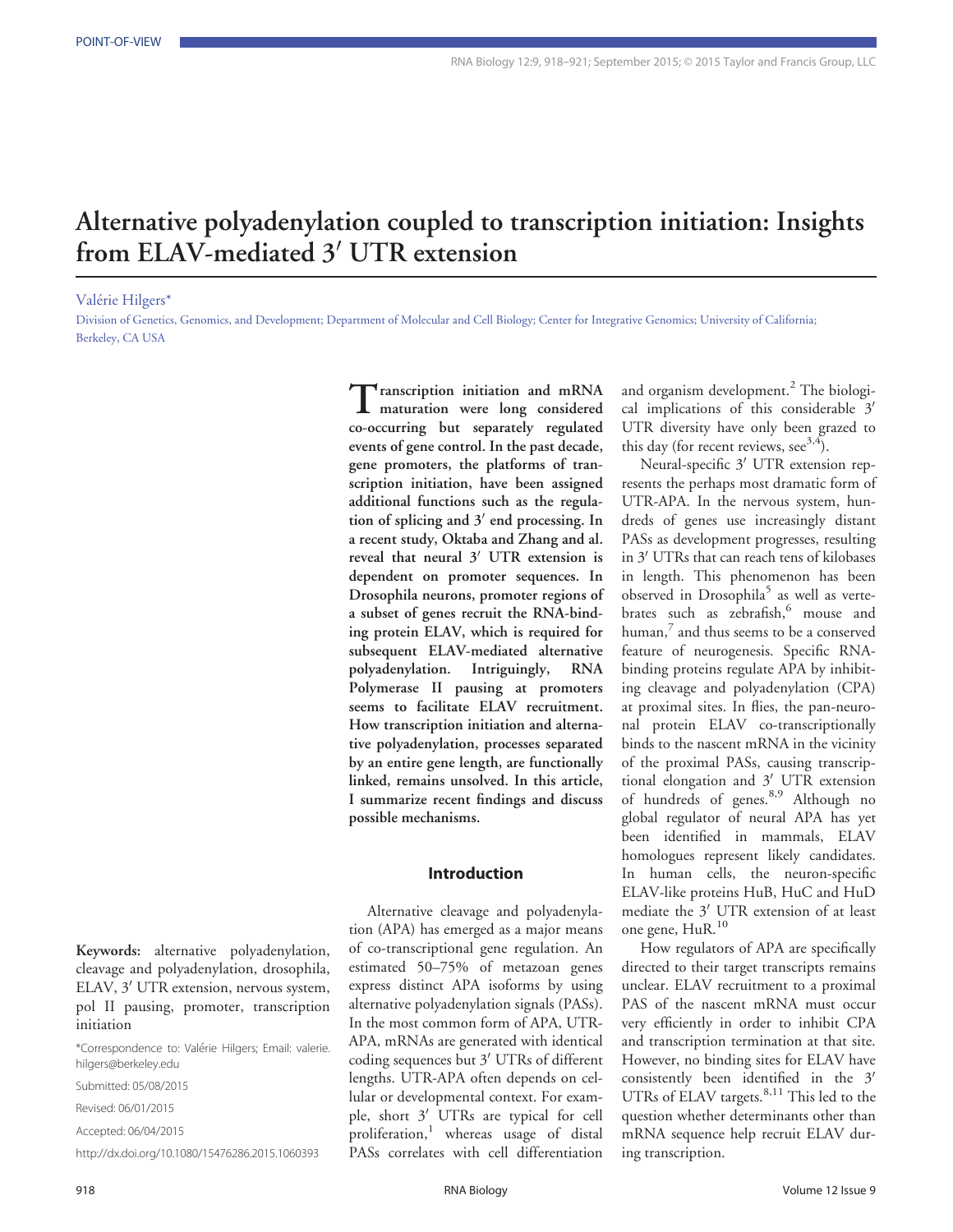POINT-OF-VIEW

# Alternative polyadenylation coupled to transcription initiation: Insights from ELAV-mediated 3′ UTR extension

Valérie Hilgers*

Division of Genetics, Genomics, and Development; Department of Molecular and Cell Biology; Center for Integrative Genomics; University of California; Berkeley, CA USA

**Transcription initiation and mRNA maturation were long considered co-occurring but separately regulated events of gene control. In the past decade, gene promoters, the platforms of transcription initiation, have been assigned additional functions such as the regulation of splicing and 3′ end processing. In a recent study, Oktaba and Zhang and al. reveal that neural 3′ UTR extension is dependent on promoter sequences. In Drosophila neurons, promoter regions of a subset of genes recruit the RNA-binding protein ELAV, which is required for subsequent ELAV-mediated alternative polyadenylation. Intriguingly, RNA Polymerase II pausing at promoters seems to facilitate ELAV recruitment. How transcription initiation and alternative polyadenylation, processes separated by an entire gene length, are functionally linked, remains unsolved. In this article, I summarize recent findings and discuss possible mechanisms.**

**Keywords:** alternative polyadenylation, cleavage and polyadenylation, drosophila, ELAV, 3′ UTR extension, nervous system, pol II pausing, promoter, transcription initiation

*Correspondence to: Valérie Hilgers; Email: valerie.hilgers@berkeley.edu

Submitted: 05/08/2015

Revised: 06/01/2015

Accepted: 06/04/2015

http://dx.doi.org/10.1080/15476286.2015.1060393

## Introduction

Alternative cleavage and polyadenylation (APA) has emerged as a major means of co-transcriptional gene regulation. An estimated 50–75% of metazoan genes express distinct APA isoforms by using alternative polyadenylation signals (PASs). In the most common form of APA, UTR-APA, mRNAs are generated with identical coding sequences but 3′ UTRs of different lengths. UTR-APA often depends on cellular or developmental context. For example, short 3′ UTRs are typical for cell proliferation,[1] whereas usage of distal PASs correlates with cell differentiation and organism development.[2] The biological implications of this considerable 3′ UTR diversity have only been grazed to this day (for recent reviews, see[3,4]).

Neural-specific 3′ UTR extension represents the perhaps most dramatic form of UTR-APA. In the nervous system, hundreds of genes use increasingly distant PASs as development progresses, resulting in 3′ UTRs that can reach tens of kilobases in length. This phenomenon has been observed in Drosophila[5] as well as vertebrates such as zebrafish,[6] mouse and human,[7] and thus seems to be a conserved feature of neurogenesis. Specific RNA-binding proteins regulate APA by inhibiting cleavage and polyadenylation (CPA) at proximal sites. In flies, the pan-neuronal protein ELAV co-transcriptionally binds to the nascent mRNA in the vicinity of the proximal PASs, causing transcriptional elongation and 3′ UTR extension of hundreds of genes.[8,9] Although no global regulator of neural APA has yet been identified in mammals, ELAV homologues represent likely candidates. In human cells, the neuron-specific ELAV-like proteins HuB, HuC and HuD mediate the 3′ UTR extension of at least one gene, HuR.[10]

How regulators of APA are specifically directed to their target transcripts remains unclear. ELAV recruitment to a proximal PAS of the nascent mRNA must occur very efficiently in order to inhibit CPA and transcription termination at that site. However, no binding sites for ELAV have consistently been identified in the 3′ UTRs of ELAV targets.[8,11] This led to the question whether determinants other than mRNA sequence help recruit ELAV during transcription.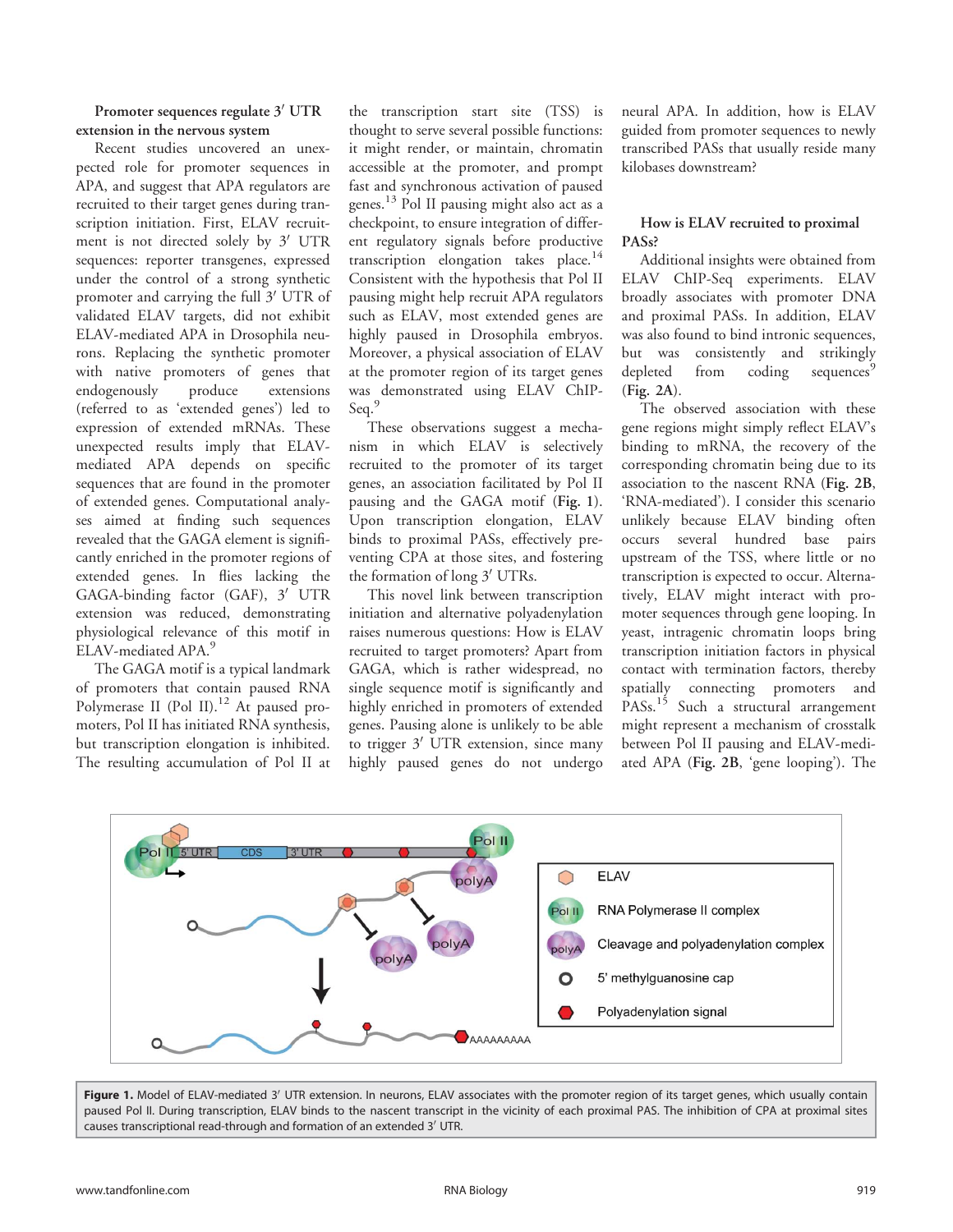### Promoter sequences regulate 3′ UTR extension in the nervous system

Recent studies uncovered an unexpected role for promoter sequences in APA, and suggest that APA regulators are recruited to their target genes during transcription initiation. First, ELAV recruitment is not directed solely by 3′ UTR sequences: reporter transgenes, expressed under the control of a strong synthetic promoter and carrying the full 3′ UTR of validated ELAV targets, did not exhibit ELAV-mediated APA in Drosophila neurons. Replacing the synthetic promoter with native promoters of genes that endogenously produce extensions (referred to as 'extended genes') led to expression of extended mRNAs. These unexpected results imply that ELAV-mediated APA depends on specific sequences that are found in the promoter of extended genes. Computational analyses aimed at finding such sequences revealed that the GAGA element is significantly enriched in the promoter regions of extended genes. In flies lacking the GAGA-binding factor (GAF), 3′ UTR extension was reduced, demonstrating physiological relevance of this motif in ELAV-mediated APA.[9]

The GAGA motif is a typical landmark of promoters that contain paused RNA Polymerase II (Pol II).[12] At paused promoters, Pol II has initiated RNA synthesis, but transcription elongation is inhibited. The resulting accumulation of Pol II at the transcription start site (TSS) is thought to serve several possible functions: it might render, or maintain, chromatin accessible at the promoter, and prompt fast and synchronous activation of paused genes.[13] Pol II pausing might also act as a checkpoint, to ensure integration of different regulatory signals before productive transcription elongation takes place.[14] Consistent with the hypothesis that Pol II pausing might help recruit APA regulators such as ELAV, most extended genes are highly paused in Drosophila embryos. Moreover, a physical association of ELAV at the promoter region of its target genes was demonstrated using ELAV ChIP-Seq.[9]

These observations suggest a mechanism in which ELAV is selectively recruited to the promoter of its target genes, an association facilitated by Pol II pausing and the GAGA motif (**Fig. 1**). Upon transcription elongation, ELAV binds to proximal PASs, effectively preventing CPA at those sites, and fostering the formation of long 3′ UTRs.

This novel link between transcription initiation and alternative polyadenylation raises numerous questions: How is ELAV recruited to target promoters? Apart from GAGA, which is rather widespread, no single sequence motif is significantly and highly enriched in promoters of extended genes. Pausing alone is unlikely to be able to trigger 3′ UTR extension, since many highly paused genes do not undergo neural APA. In addition, how is ELAV guided from promoter sequences to newly transcribed PASs that usually reside many kilobases downstream?

### How is ELAV recruited to proximal PASs?

Additional insights were obtained from ELAV ChIP-Seq experiments. ELAV broadly associates with promoter DNA and proximal PASs. In addition, ELAV was also found to bind intronic sequences, but was consistently and strikingly depleted from coding sequences[9] (**Fig. 2A**).

The observed association with these gene regions might simply reflect ELAV's binding to mRNA, the recovery of the corresponding chromatin being due to its association to the nascent RNA (**Fig. 2B**, 'RNA-mediated'). I consider this scenario unlikely because ELAV binding often occurs several hundred base pairs upstream of the TSS, where little or no transcription is expected to occur. Alternatively, ELAV might interact with promoter sequences through gene looping. In yeast, intragenic chromatin loops bring transcription initiation factors in physical contact with termination factors, thereby spatially connecting promoters and PASs.[15] Such a structural arrangement might represent a mechanism of crosstalk between Pol II pausing and ELAV-mediated APA (**Fig. 2B**, 'gene looping'). The

**Figure 1.** Model of ELAV-mediated 3′ UTR extension. In neurons, ELAV associates with the promoter region of its target genes, which usually contain paused Pol II. During transcription, ELAV binds to the nascent transcript in the vicinity of each proximal PAS. The inhibition of CPA at proximal sites causes transcriptional read-through and formation of an extended 3′ UTR.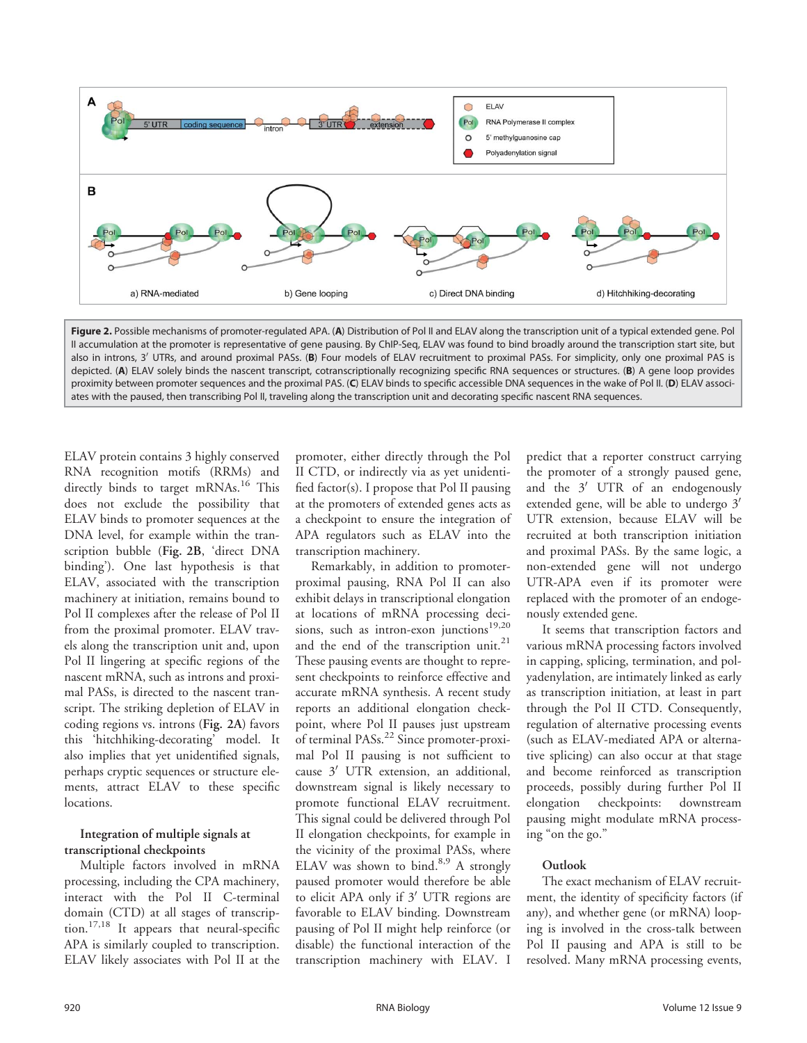**Figure 2.** Possible mechanisms of promoter-regulated APA. (**A**) Distribution of Pol II and ELAV along the transcription unit of a typical extended gene. Pol II accumulation at the promoter is representative of gene pausing. By ChIP-Seq, ELAV was found to bind broadly around the transcription start site, but also in introns, 3′ UTRs, and around proximal PASs. (**B**) Four models of ELAV recruitment to proximal PASs. For simplicity, only one proximal PAS is depicted. (**A**) ELAV solely binds the nascent transcript, cotranscriptionally recognizing specific RNA sequences or structures. (**B**) A gene loop provides proximity between promoter sequences and the proximal PAS. (**C**) ELAV binds to specific accessible DNA sequences in the wake of Pol II. (**D**) ELAV associates with the paused, then transcribing Pol II, traveling along the transcription unit and decorating specific nascent RNA sequences.

ELAV protein contains 3 highly conserved RNA recognition motifs (RRMs) and directly binds to target mRNAs.[16] This does not exclude the possibility that ELAV binds to promoter sequences at the DNA level, for example within the transcription bubble (**Fig. 2B**, 'direct DNA binding'). One last hypothesis is that ELAV, associated with the transcription machinery at initiation, remains bound to Pol II complexes after the release of Pol II from the proximal promoter. ELAV travels along the transcription unit and, upon Pol II lingering at specific regions of the nascent mRNA, such as introns and proximal PASs, is directed to the nascent transcript. The striking depletion of ELAV in coding regions vs. introns (**Fig. 2A**) favors this 'hitchhiking-decorating' model. It also implies that yet unidentified signals, perhaps cryptic sequences or structure elements, attract ELAV to these specific locations.

### Integration of multiple signals at transcriptional checkpoints

Multiple factors involved in mRNA processing, including the CPA machinery, interact with the Pol II C-terminal domain (CTD) at all stages of transcription.[17,18] It appears that neural-specific APA is similarly coupled to transcription. ELAV likely associates with Pol II at the promoter, either directly through the Pol II CTD, or indirectly via as yet unidentified factor(s). I propose that Pol II pausing at the promoters of extended genes acts as a checkpoint to ensure the integration of APA regulators such as ELAV into the transcription machinery.

Remarkably, in addition to promoter-proximal pausing, RNA Pol II can also exhibit delays in transcriptional elongation at locations of mRNA processing decisions, such as intron-exon junctions[19,20] and the end of the transcription unit.[21] These pausing events are thought to represent checkpoints to reinforce effective and accurate mRNA synthesis. A recent study reports an additional elongation checkpoint, where Pol II pauses just upstream of terminal PASs.[22] Since promoter-proximal Pol II pausing is not sufficient to cause 3′ UTR extension, an additional, downstream signal is likely necessary to promote functional ELAV recruitment. This signal could be delivered through Pol II elongation checkpoints, for example in the vicinity of the proximal PASs, where ELAV was shown to bind.[8,9] A strongly paused promoter would therefore be able to elicit APA only if 3′ UTR regions are favorable to ELAV binding. Downstream pausing of Pol II might help reinforce (or disable) the functional interaction of the transcription machinery with ELAV. I predict that a reporter construct carrying the promoter of a strongly paused gene, and the 3′ UTR of an endogenously extended gene, will be able to undergo 3′ UTR extension, because ELAV will be recruited at both transcription initiation and proximal PASs. By the same logic, a non-extended gene will not undergo UTR-APA even if its promoter were replaced with the promoter of an endogenously extended gene.

It seems that transcription factors and various mRNA processing factors involved in capping, splicing, termination, and polyadenylation, are intimately linked as early as transcription initiation, at least in part through the Pol II CTD. Consequently, regulation of alternative processing events (such as ELAV-mediated APA or alternative splicing) can also occur at that stage and become reinforced as transcription proceeds, possibly during further Pol II elongation checkpoints: downstream pausing might modulate mRNA processing "on the go."

### Outlook

The exact mechanism of ELAV recruitment, the identity of specificity factors (if any), and whether gene (or mRNA) looping is involved in the cross-talk between Pol II pausing and APA is still to be resolved. Many mRNA processing events,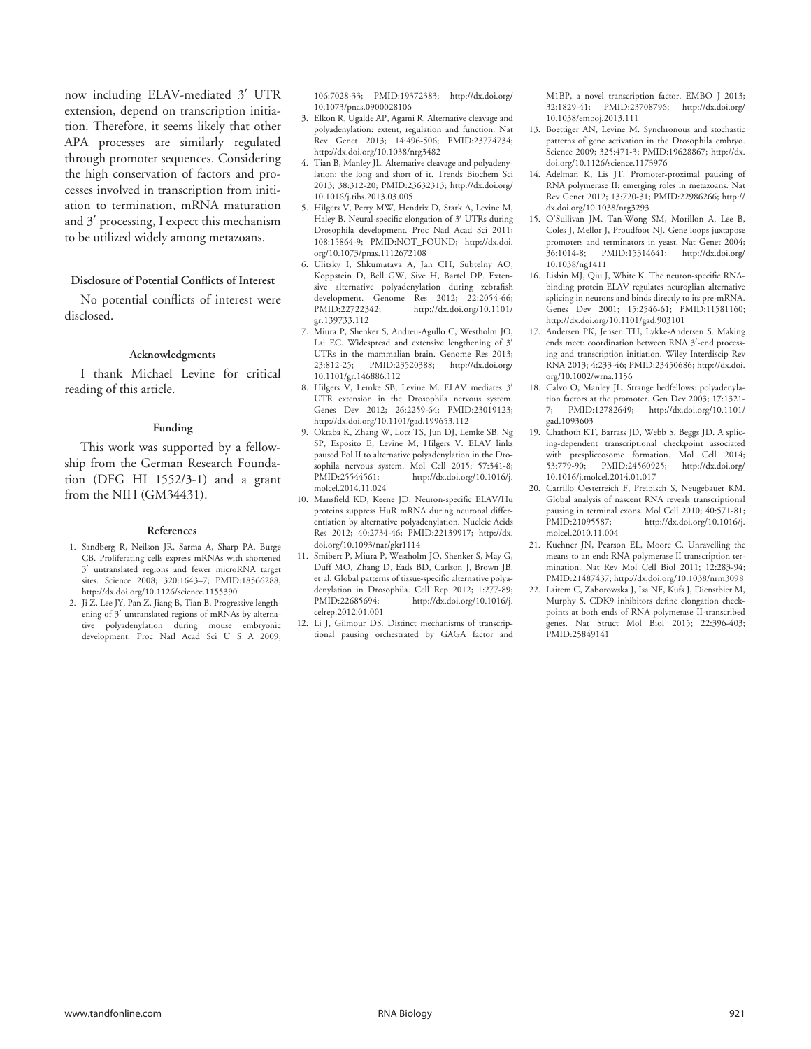now including ELAV-mediated 3′ UTR extension, depend on transcription initiation. Therefore, it seems likely that other APA processes are similarly regulated through promoter sequences. Considering the high conservation of factors and processes involved in transcription from initiation to termination, mRNA maturation and 3′ processing, I expect this mechanism to be utilized widely among metazoans.

#### Disclosure of Potential Conflicts of Interest

No potential conflicts of interest were disclosed.

#### Acknowledgments

I thank Michael Levine for critical reading of this article.

#### Funding

This work was supported by a fellowship from the German Research Foundation (DFG HI 1552/3-1) and a grant from the NIH (GM34431).

#### References

1. Sandberg R, Neilson JR, Sarma A, Sharp PA, Burge CB. Proliferating cells express mRNAs with shortened 3′ untranslated regions and fewer microRNA target sites. Science 2008; 320:1643–7; PMID:18566288; http://dx.doi.org/10.1126/science.1155390
2. Ji Z, Lee JY, Pan Z, Jiang B, Tian B. Progressive lengthening of 3′ untranslated regions of mRNAs by alternative polyadenylation during mouse embryonic development. Proc Natl Acad Sci U S A 2009; 106:7028-33; PMID:19372383; http://dx.doi.org/10.1073/pnas.0900028106
3. Elkon R, Ugalde AP, Agami R. Alternative cleavage and polyadenylation: extent, regulation and function. Nat Rev Genet 2013; 14:496-506; PMID:23774734; http://dx.doi.org/10.1038/nrg3482
4. Tian B, Manley JL. Alternative cleavage and polyadenylation: the long and short of it. Trends Biochem Sci 2013; 38:312-20; PMID:23632313; http://dx.doi.org/10.1016/j.tibs.2013.03.005
5. Hilgers V, Perry MW, Hendrix D, Stark A, Levine M, Haley B. Neural-specific elongation of 3′ UTRs during Drosophila development. Proc Natl Acad Sci 2011; 108:15864-9; PMID:NOT_FOUND; http://dx.doi.org/10.1073/pnas.1112672108
6. Ulitsky I, Shkumatava A, Jan CH, Subtelny AO, Koppstein D, Bell GW, Sive H, Bartel DP. Extensive alternative polyadenylation during zebrafish development. Genome Res 2012; 22:2054-66; PMID:22722342; http://dx.doi.org/10.1101/gr.139733.112
7. Miura P, Shenker S, Andreu-Agullo C, Westholm JO, Lai EC. Widespread and extensive lengthening of 3′ UTRs in the mammalian brain. Genome Res 2013; 23:812-25; PMID:23520388; http://dx.doi.org/10.1101/gr.146886.112
8. Hilgers V, Lemke SB, Levine M. ELAV mediates 3′ UTR extension in the Drosophila nervous system. Genes Dev 2012; 26:2259-64; PMID:23019123; http://dx.doi.org/10.1101/gad.199653.112
9. Oktaba K, Zhang W, Lotz TS, Jun DJ, Lemke SB, Ng SP, Esposito E, Levine M, Hilgers V. ELAV links paused Pol II to alternative polyadenylation in the Drosophila nervous system. Mol Cell 2015; 57:341-8; PMID:25544561; http://dx.doi.org/10.1016/j.molcel.2014.11.024
10. Mansfield KD, Keene JD. Neuron-specific ELAV/Hu proteins suppress HuR mRNA during neuronal differentiation by alternative polyadenylation. Nucleic Acids Res 2012; 40:2734-46; PMID:22139917; http://dx.doi.org/10.1093/nar/gkr1114
11. Smibert P, Miura P, Westholm JO, Shenker S, May G, Duff MO, Zhang D, Eads BD, Carlson J, Brown JB, et al. Global patterns of tissue-specific alternative polyadenylation in Drosophila. Cell Rep 2012; 1:277-89; PMID:22685694; http://dx.doi.org/10.1016/j.celrep.2012.01.001
12. Li J, Gilmour DS. Distinct mechanisms of transcriptional pausing orchestrated by GAGA factor and M1BP, a novel transcription factor. EMBO J 2013; 32:1829-41; PMID:23708796; http://dx.doi.org/10.1038/emboj.2013.111
13. Boettiger AN, Levine M. Synchronous and stochastic patterns of gene activation in the Drosophila embryo. Science 2009; 325:471-3; PMID:19628867; http://dx.doi.org/10.1126/science.1173976
14. Adelman K, Lis JT. Promoter-proximal pausing of RNA polymerase II: emerging roles in metazoans. Nat Rev Genet 2012; 13:720-31; PMID:22986266; http://dx.doi.org/10.1038/nrg3293
15. O'Sullivan JM, Tan-Wong SM, Morillon A, Lee B, Coles J, Mellor J, Proudfoot NJ. Gene loops juxtapose promoters and terminators in yeast. Nat Genet 2004; 36:1014-8; PMID:15314641; http://dx.doi.org/10.1038/ng1411
16. Lisbin MJ, Qiu J, White K. The neuron-specific RNA-binding protein ELAV regulates neuroglian alternative splicing in neurons and binds directly to its pre-mRNA. Genes Dev 2001; 15:2546-61; PMID:11581160; http://dx.doi.org/10.1101/gad.903101
17. Andersen PK, Jensen TH, Lykke-Andersen S. Making ends meet: coordination between RNA 3′-end processing and transcription initiation. Wiley Interdiscip Rev RNA 2013; 4:233-46; PMID:23450686; http://dx.doi.org/10.1002/wrna.1156
18. Calvo O, Manley JL. Strange bedfellows: polyadenylation factors at the promoter. Gen Dev 2003; 17:1321-7; PMID:12782649; http://dx.doi.org/10.1101/gad.1093603
19. Chathoth KT, Barrass JD, Webb S, Beggs JD. A splicing-dependent transcriptional checkpoint associated with prespliceosome formation. Mol Cell 2014; 53:779-90; PMID:24560925; http://dx.doi.org/10.1016/j.molcel.2014.01.017
20. Carrillo Oesterreich F, Preibisch S, Neugebauer KM. Global analysis of nascent RNA reveals transcriptional pausing in terminal exons. Mol Cell 2010; 40:571-81; PMID:21095587; http://dx.doi.org/10.1016/j.molcel.2010.11.004
21. Kuehner JN, Pearson EL, Moore C. Unravelling the means to an end: RNA polymerase II transcription termination. Nat Rev Mol Cell Biol 2011; 12:283-94; PMID:21487437; http://dx.doi.org/10.1038/nrm3098
22. Laitem C, Zaborowska J, Isa NF, Kufs J, Dienstbier M, Murphy S. CDK9 inhibitors define elongation checkpoints at both ends of RNA polymerase II-transcribed genes. Nat Struct Mol Biol 2015; 22:396-403; PMID:25849141